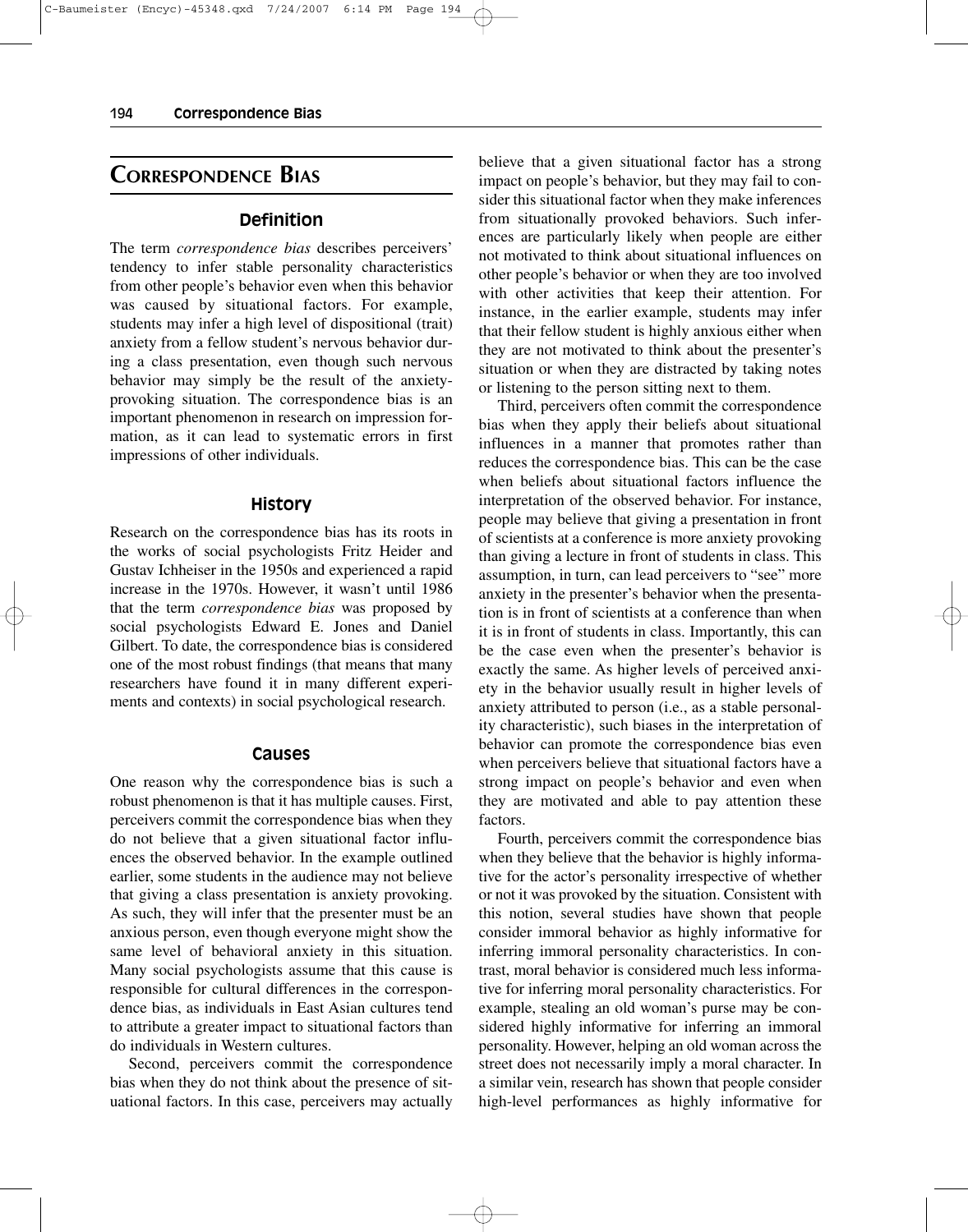# Correspondence Bias

## Definition

The term *correspondence bias* describes perceivers' tendency to infer stable personality characteristics from other people's behavior even when this behavior was caused by situational factors. For example, students may infer a high level of dispositional (trait) anxiety from a fellow student's nervous behavior during a class presentation, even though such nervous behavior may simply be the result of the anxiety-provoking situation. The correspondence bias is an important phenomenon in research on impression formation, as it can lead to systematic errors in first impressions of other individuals.

## History

Research on the correspondence bias has its roots in the works of social psychologists Fritz Heider and Gustav Ichheiser in the 1950s and experienced a rapid increase in the 1970s. However, it wasn't until 1986 that the term *correspondence bias* was proposed by social psychologists Edward E. Jones and Daniel Gilbert. To date, the correspondence bias is considered one of the most robust findings (that means that many researchers have found it in many different experiments and contexts) in social psychological research.

## Causes

One reason why the correspondence bias is such a robust phenomenon is that it has multiple causes. First, perceivers commit the correspondence bias when they do not believe that a given situational factor influences the observed behavior. In the example outlined earlier, some students in the audience may not believe that giving a class presentation is anxiety provoking. As such, they will infer that the presenter must be an anxious person, even though everyone might show the same level of behavioral anxiety in this situation. Many social psychologists assume that this cause is responsible for cultural differences in the correspondence bias, as individuals in East Asian cultures tend to attribute a greater impact to situational factors than do individuals in Western cultures.

Second, perceivers commit the correspondence bias when they do not think about the presence of situational factors. In this case, perceivers may actually believe that a given situational factor has a strong impact on people's behavior, but they may fail to consider this situational factor when they make inferences from situationally provoked behaviors. Such inferences are particularly likely when people are either not motivated to think about situational influences on other people's behavior or when they are too involved with other activities that keep their attention. For instance, in the earlier example, students may infer that their fellow student is highly anxious either when they are not motivated to think about the presenter's situation or when they are distracted by taking notes or listening to the person sitting next to them.

Third, perceivers often commit the correspondence bias when they apply their beliefs about situational influences in a manner that promotes rather than reduces the correspondence bias. This can be the case when beliefs about situational factors influence the interpretation of the observed behavior. For instance, people may believe that giving a presentation in front of scientists at a conference is more anxiety provoking than giving a lecture in front of students in class. This assumption, in turn, can lead perceivers to "see" more anxiety in the presenter's behavior when the presentation is in front of scientists at a conference than when it is in front of students in class. Importantly, this can be the case even when the presenter's behavior is exactly the same. As higher levels of perceived anxiety in the behavior usually result in higher levels of anxiety attributed to person (i.e., as a stable personality characteristic), such biases in the interpretation of behavior can promote the correspondence bias even when perceivers believe that situational factors have a strong impact on people's behavior and even when they are motivated and able to pay attention these factors.

Fourth, perceivers commit the correspondence bias when they believe that the behavior is highly informative for the actor's personality irrespective of whether or not it was provoked by the situation. Consistent with this notion, several studies have shown that people consider immoral behavior as highly informative for inferring immoral personality characteristics. In contrast, moral behavior is considered much less informative for inferring moral personality characteristics. For example, stealing an old woman's purse may be considered highly informative for inferring an immoral personality. However, helping an old woman across the street does not necessarily imply a moral character. In a similar vein, research has shown that people consider high-level performances as highly informative for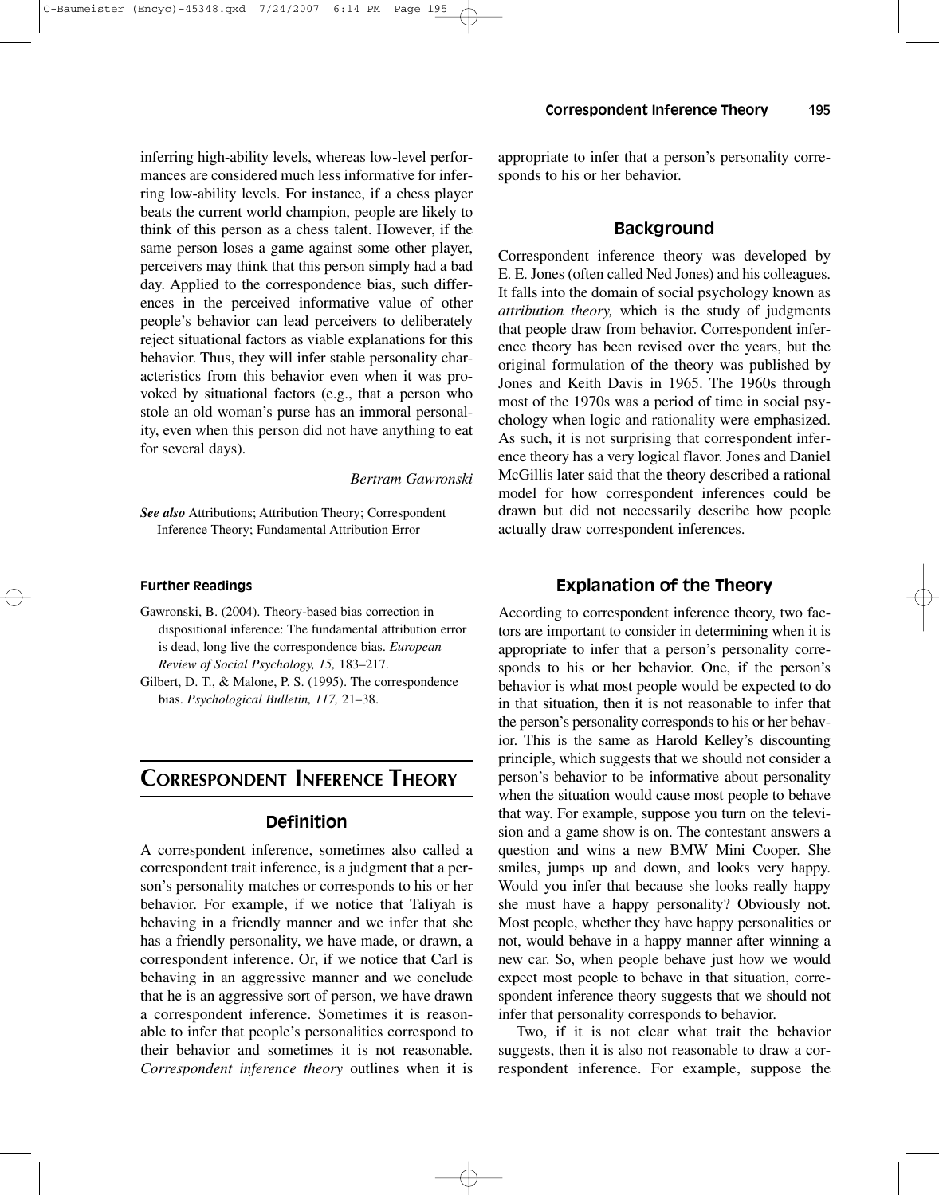inferring high-ability levels, whereas low-level performances are considered much less informative for inferring low-ability levels. For instance, if a chess player beats the current world champion, people are likely to think of this person as a chess talent. However, if the same person loses a game against some other player, perceivers may think that this person simply had a bad day. Applied to the correspondence bias, such differences in the perceived informative value of other people's behavior can lead perceivers to deliberately reject situational factors as viable explanations for this behavior. Thus, they will infer stable personality characteristics from this behavior even when it was provoked by situational factors (e.g., that a person who stole an old woman's purse has an immoral personality, even when this person did not have anything to eat for several days).

*Bertram Gawronski*

***See also*** Attributions; Attribution Theory; Correspondent Inference Theory; Fundamental Attribution Error

#### Further Readings

Gawronski, B. (2004). Theory-based bias correction in dispositional inference: The fundamental attribution error is dead, long live the correspondence bias. *European Review of Social Psychology, 15,* 183–217.

Gilbert, D. T., & Malone, P. S. (1995). The correspondence bias. *Psychological Bulletin, 117,* 21–38.

# CORRESPONDENT INFERENCE THEORY

## Definition

A correspondent inference, sometimes also called a correspondent trait inference, is a judgment that a person's personality matches or corresponds to his or her behavior. For example, if we notice that Taliyah is behaving in a friendly manner and we infer that she has a friendly personality, we have made, or drawn, a correspondent inference. Or, if we notice that Carl is behaving in an aggressive manner and we conclude that he is an aggressive sort of person, we have drawn a correspondent inference. Sometimes it is reasonable to infer that people's personalities correspond to their behavior and sometimes it is not reasonable. *Correspondent inference theory* outlines when it is appropriate to infer that a person's personality corresponds to his or her behavior.

## Background

Correspondent inference theory was developed by E. E. Jones (often called Ned Jones) and his colleagues. It falls into the domain of social psychology known as *attribution theory,* which is the study of judgments that people draw from behavior. Correspondent inference theory has been revised over the years, but the original formulation of the theory was published by Jones and Keith Davis in 1965. The 1960s through most of the 1970s was a period of time in social psychology when logic and rationality were emphasized. As such, it is not surprising that correspondent inference theory has a very logical flavor. Jones and Daniel McGillis later said that the theory described a rational model for how correspondent inferences could be drawn but did not necessarily describe how people actually draw correspondent inferences.

## Explanation of the Theory

According to correspondent inference theory, two factors are important to consider in determining when it is appropriate to infer that a person's personality corresponds to his or her behavior. One, if the person's behavior is what most people would be expected to do in that situation, then it is not reasonable to infer that the person's personality corresponds to his or her behavior. This is the same as Harold Kelley's discounting principle, which suggests that we should not consider a person's behavior to be informative about personality when the situation would cause most people to behave that way. For example, suppose you turn on the television and a game show is on. The contestant answers a question and wins a new BMW Mini Cooper. She smiles, jumps up and down, and looks very happy. Would you infer that because she looks really happy she must have a happy personality? Obviously not. Most people, whether they have happy personalities or not, would behave in a happy manner after winning a new car. So, when people behave just how we would expect most people to behave in that situation, correspondent inference theory suggests that we should not infer that personality corresponds to behavior.

Two, if it is not clear what trait the behavior suggests, then it is also not reasonable to draw a correspondent inference. For example, suppose the